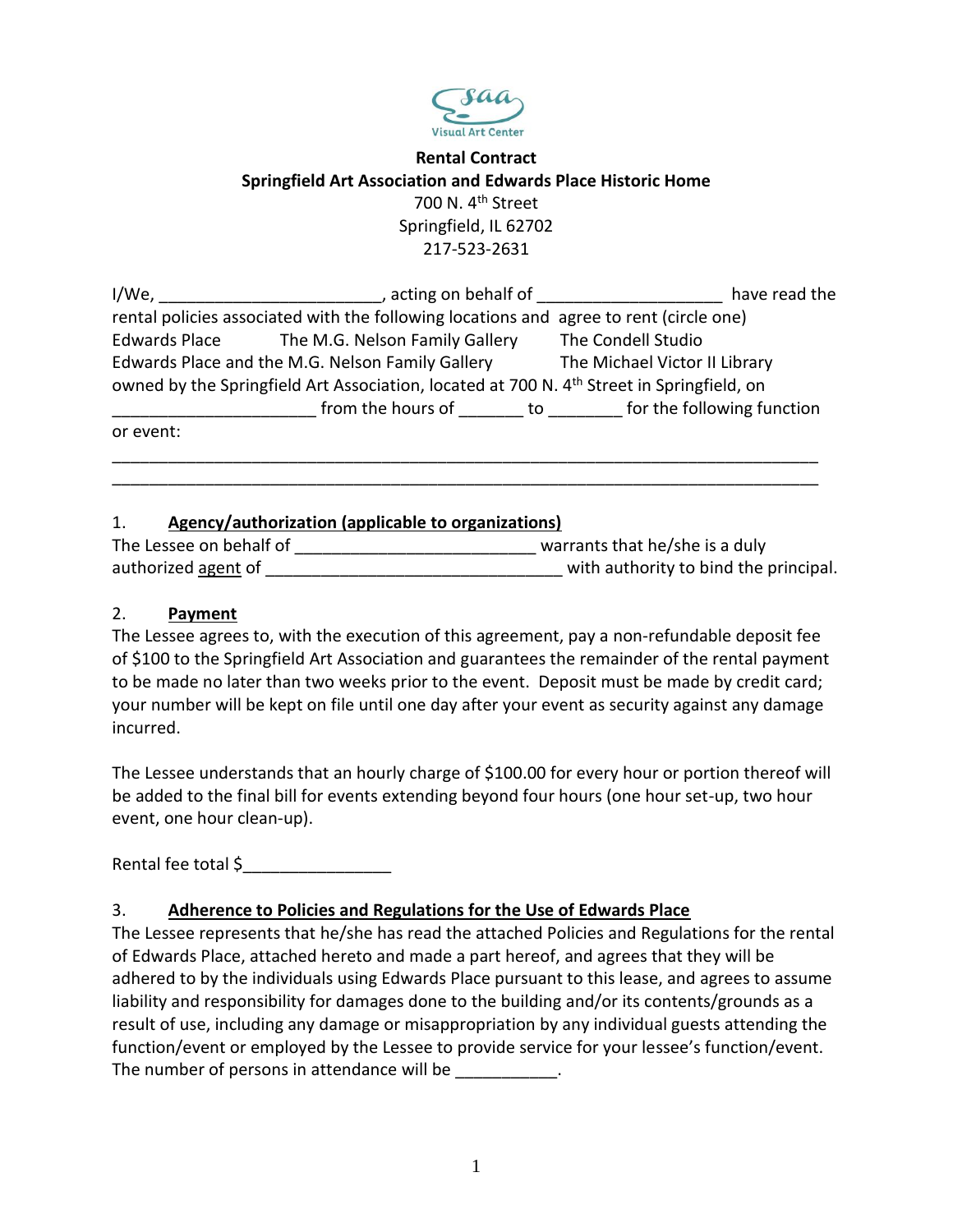**Rental Contract**
**Springfield Art Association and Edwards Place Historic Home**
700 N. 4th Street
Springfield, IL 62702
217-523-2631

I/We, ________________________, acting on behalf of ____________________ have read the rental policies associated with the following locations and agree to rent (circle one)
Edwards Place    The M.G. Nelson Family Gallery    The Condell Studio
Edwards Place and the M.G. Nelson Family Gallery    The Michael Victor II Library
owned by the Springfield Art Association, located at 700 N. 4th Street in Springfield, on ______________________ from the hours of _______ to ________ for the following function or event:
_____________________________________________________________________________
_____________________________________________________________________________

1. **Agency/authorization (applicable to organizations)**

The Lessee on behalf of __________________________ warrants that he/she is a duly authorized agent of ________________________________ with authority to bind the principal.

2. **Payment**

The Lessee agrees to, with the execution of this agreement, pay a non-refundable deposit fee of $100 to the Springfield Art Association and guarantees the remainder of the rental payment to be made no later than two weeks prior to the event. Deposit must be made by credit card; your number will be kept on file until one day after your event as security against any damage incurred.

The Lessee understands that an hourly charge of $100.00 for every hour or portion thereof will be added to the final bill for events extending beyond four hours (one hour set-up, two hour event, one hour clean-up).

Rental fee total $________________

3. **Adherence to Policies and Regulations for the Use of Edwards Place**

The Lessee represents that he/she has read the attached Policies and Regulations for the rental of Edwards Place, attached hereto and made a part hereof, and agrees that they will be adhered to by the individuals using Edwards Place pursuant to this lease, and agrees to assume liability and responsibility for damages done to the building and/or its contents/grounds as a result of use, including any damage or misappropriation by any individual guests attending the function/event or employed by the Lessee to provide service for your lessee's function/event. The number of persons in attendance will be ___________.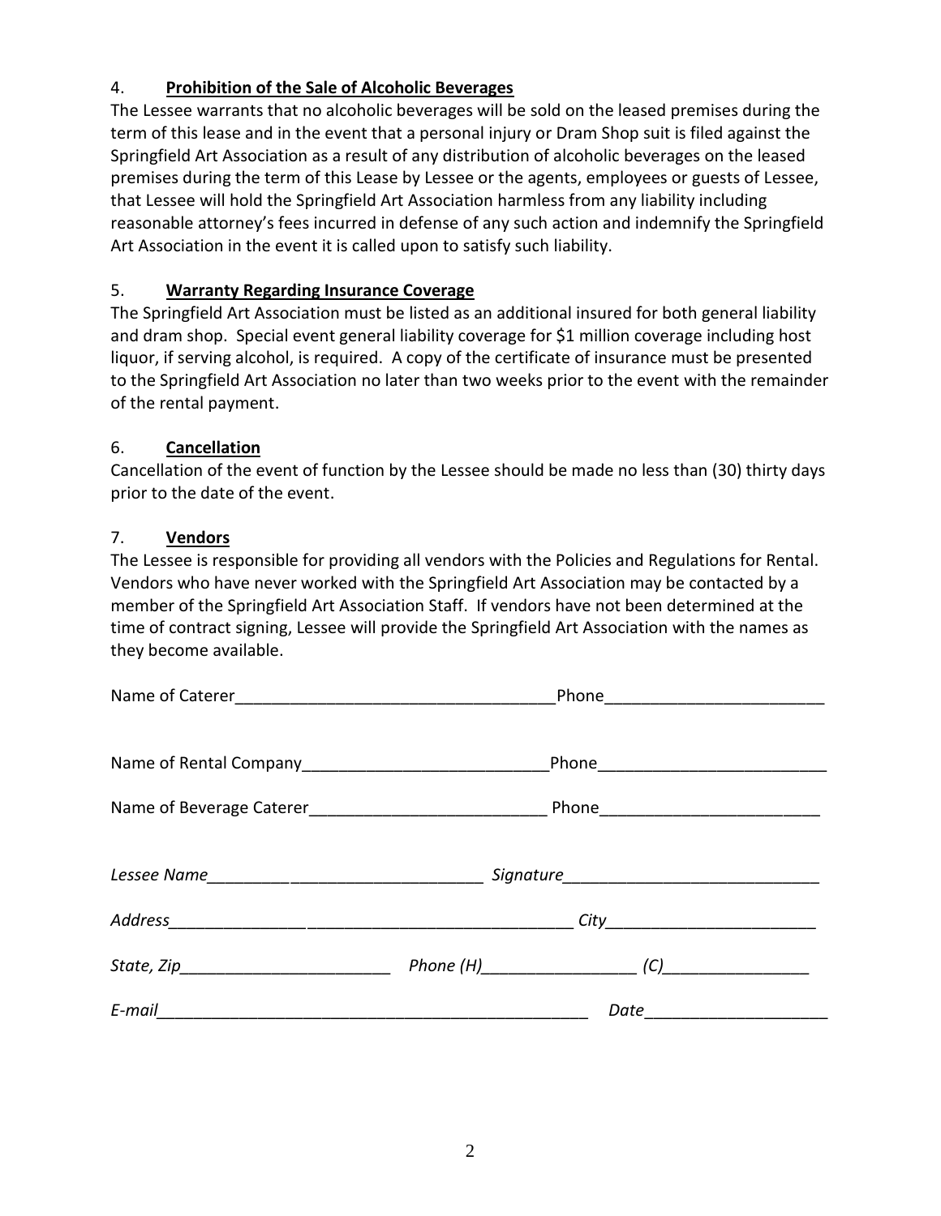4. **Prohibition of the Sale of Alcoholic Beverages**

The Lessee warrants that no alcoholic beverages will be sold on the leased premises during the term of this lease and in the event that a personal injury or Dram Shop suit is filed against the Springfield Art Association as a result of any distribution of alcoholic beverages on the leased premises during the term of this Lease by Lessee or the agents, employees or guests of Lessee, that Lessee will hold the Springfield Art Association harmless from any liability including reasonable attorney's fees incurred in defense of any such action and indemnify the Springfield Art Association in the event it is called upon to satisfy such liability.

5. **Warranty Regarding Insurance Coverage**

The Springfield Art Association must be listed as an additional insured for both general liability and dram shop. Special event general liability coverage for $1 million coverage including host liquor, if serving alcohol, is required. A copy of the certificate of insurance must be presented to the Springfield Art Association no later than two weeks prior to the event with the remainder of the rental payment.

6. **Cancellation**

Cancellation of the event of function by the Lessee should be made no less than (30) thirty days prior to the date of the event.

7. **Vendors**

The Lessee is responsible for providing all vendors with the Policies and Regulations for Rental. Vendors who have never worked with the Springfield Art Association may be contacted by a member of the Springfield Art Association Staff. If vendors have not been determined at the time of contract signing, Lessee will provide the Springfield Art Association with the names as they become available.

Name of Caterer___________________________________Phone________________________

Name of Rental Company__________________________Phone_________________________

Name of Beverage Caterer_________________________ Phone________________________

*Lessee Name*______________________________ *Signature*____________________________

*Address*_______________________________________________ *City*_______________________

*State, Zip*_______________________ *Phone (H)*________________ *(C)*________________

*E-mail*_______________________________________________ *Date*____________________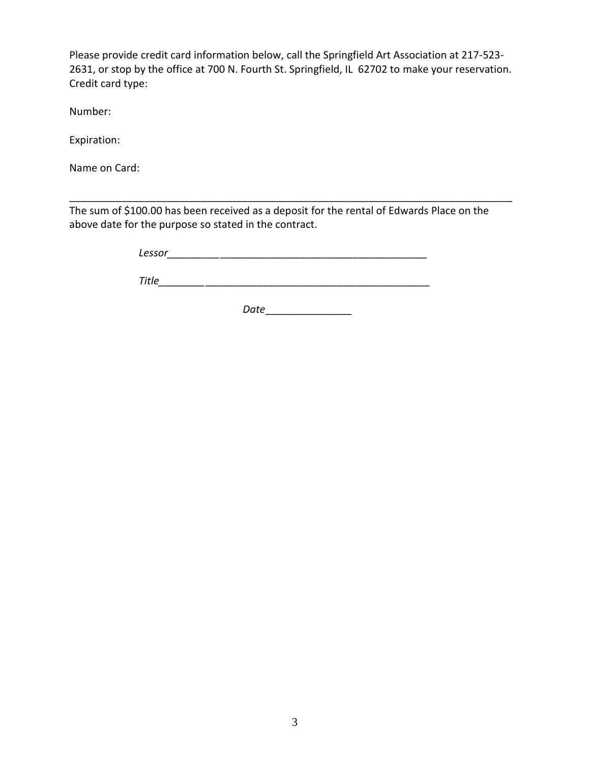Please provide credit card information below, call the Springfield Art Association at 217-523-2631, or stop by the office at 700 N. Fourth St. Springfield, IL 62702 to make your reservation.
Credit card type:

Number:

Expiration:

Name on Card:

---

The sum of $100.00 has been received as a deposit for the rental of Edwards Place on the above date for the purpose so stated in the contract.

*Lessor*_____________________________________________

*Title*_______________________________________________

*Date*_______________